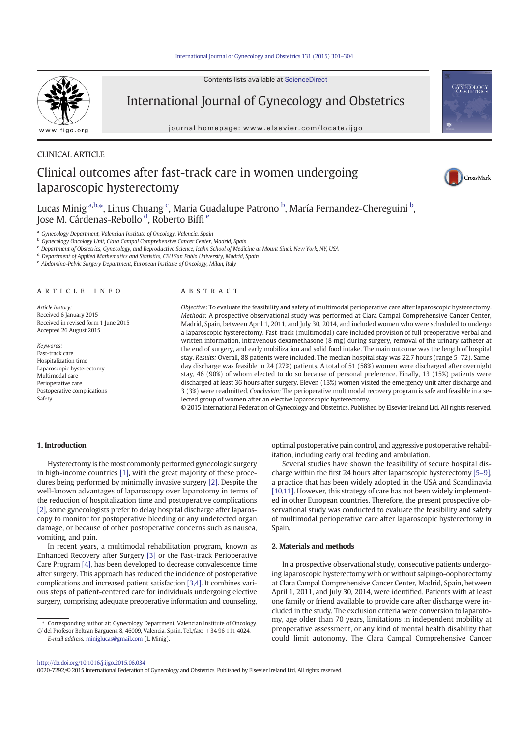CLINICAL ARTICLE

# Clinical outcomes after fast-track care in women undergoing laparoscopic hysterectomy

Lucas Minig [a,b,*], Linus Chuang [c], Maria Guadalupe Patrono [b], María Fernandez-Chereguini [b], Jose M. Cárdenas-Rebollo [d], Roberto Biffi [e]

[a] Gynecology Department, Valencian Institute of Oncology, Valencia, Spain
[b] Gynecology Oncology Unit, Clara Campal Comprehensive Cancer Center, Madrid, Spain
[c] Department of Obstetrics, Gynecology, and Reproductive Science, Icahn School of Medicine at Mount Sinai, New York, NY, USA
[d] Department of Applied Mathematics and Statistics, CEU San Pablo University, Madrid, Spain
[e] Abdomino-Pelvic Surgery Department, European Institute of Oncology, Milan, Italy

**ARTICLE INFO**

*Article history:*
Received 6 January 2015
Received in revised form 1 June 2015
Accepted 26 August 2015

*Keywords:*
Fast-track care
Hospitalization time
Laparoscopic hysterectomy
Multimodal care
Perioperative care
Postoperative complications
Safety

**ABSTRACT**

*Objective:* To evaluate the feasibility and safety of multimodal perioperative care after laparoscopic hysterectomy. *Methods:* A prospective observational study was performed at Clara Campal Comprehensive Cancer Center, Madrid, Spain, between April 1, 2011, and July 30, 2014, and included women who were scheduled to undergo a laparoscopic hysterectomy. Fast-track (multimodal) care included provision of full preoperative verbal and written information, intravenous dexamethasone (8 mg) during surgery, removal of the urinary catheter at the end of surgery, and early mobilization and solid food intake. The main outcome was the length of hospital stay. *Results:* Overall, 88 patients were included. The median hospital stay was 22.7 hours (range 5–72). Same-day discharge was feasible in 24 (27%) patients. A total of 51 (58%) women were discharged after overnight stay, 46 (90%) of whom elected to do so because of personal preference. Finally, 13 (15%) patients were discharged at least 36 hours after surgery. Eleven (13%) women visited the emergency unit after discharge and 3 (3%) were readmitted. *Conclusion:* The perioperative multimodal recovery program is safe and feasible in a selected group of women after an elective laparoscopic hysterectomy.

© 2015 International Federation of Gynecology and Obstetrics. Published by Elsevier Ireland Ltd. All rights reserved.

## 1. Introduction

Hysterectomy is the most commonly performed gynecologic surgery in high-income countries [1], with the great majority of these procedures being performed by minimally invasive surgery [2]. Despite the well-known advantages of laparoscopy over laparotomy in terms of the reduction of hospitalization time and postoperative complications [2], some gynecologists prefer to delay hospital discharge after laparoscopy to monitor for postoperative bleeding or any undetected organ damage, or because of other postoperative concerns such as nausea, vomiting, and pain.

In recent years, a multimodal rehabilitation program, known as Enhanced Recovery after Surgery [3] or the Fast-track Perioperative Care Program [4], has been developed to decrease convalescence time after surgery. This approach has reduced the incidence of postoperative complications and increased patient satisfaction [3,4]. It combines various steps of patient-centered care for individuals undergoing elective surgery, comprising adequate preoperative information and counseling, optimal postoperative pain control, and aggressive postoperative rehabilitation, including early oral feeding and ambulation.

Several studies have shown the feasibility of secure hospital discharge within the first 24 hours after laparoscopic hysterectomy [5–9], a practice that has been widely adopted in the USA and Scandinavia [10,11]. However, this strategy of care has not been widely implemented in other European countries. Therefore, the present prospective observational study was conducted to evaluate the feasibility and safety of multimodal perioperative care after laparoscopic hysterectomy in Spain.

## 2. Materials and methods

In a prospective observational study, consecutive patients undergoing laparoscopic hysterectomy with or without salpingo-oophorectomy at Clara Campal Comprehensive Cancer Center, Madrid, Spain, between April 1, 2011, and July 30, 2014, were identified. Patients with at least one family or friend available to provide care after discharge were included in the study. The exclusion criteria were conversion to laparotomy, age older than 70 years, limitations in independent mobility at preoperative assessment, or any kind of mental health disability that could limit autonomy. The Clara Campal Comprehensive Cancer

\* Corresponding author at: Gynecology Department, Valencian Institute of Oncology, C/ del Profesor Beltran Barguena 8, 46009, Valencia, Spain. Tel./fax: +34 96 111 4024.
*E-mail address:* miniglucas@gmail.com (L. Minig).

http://dx.doi.org/10.1016/j.ijgo.2015.06.034
0020-7292/© 2015 International Federation of Gynecology and Obstetrics. Published by Elsevier Ireland Ltd. All rights reserved.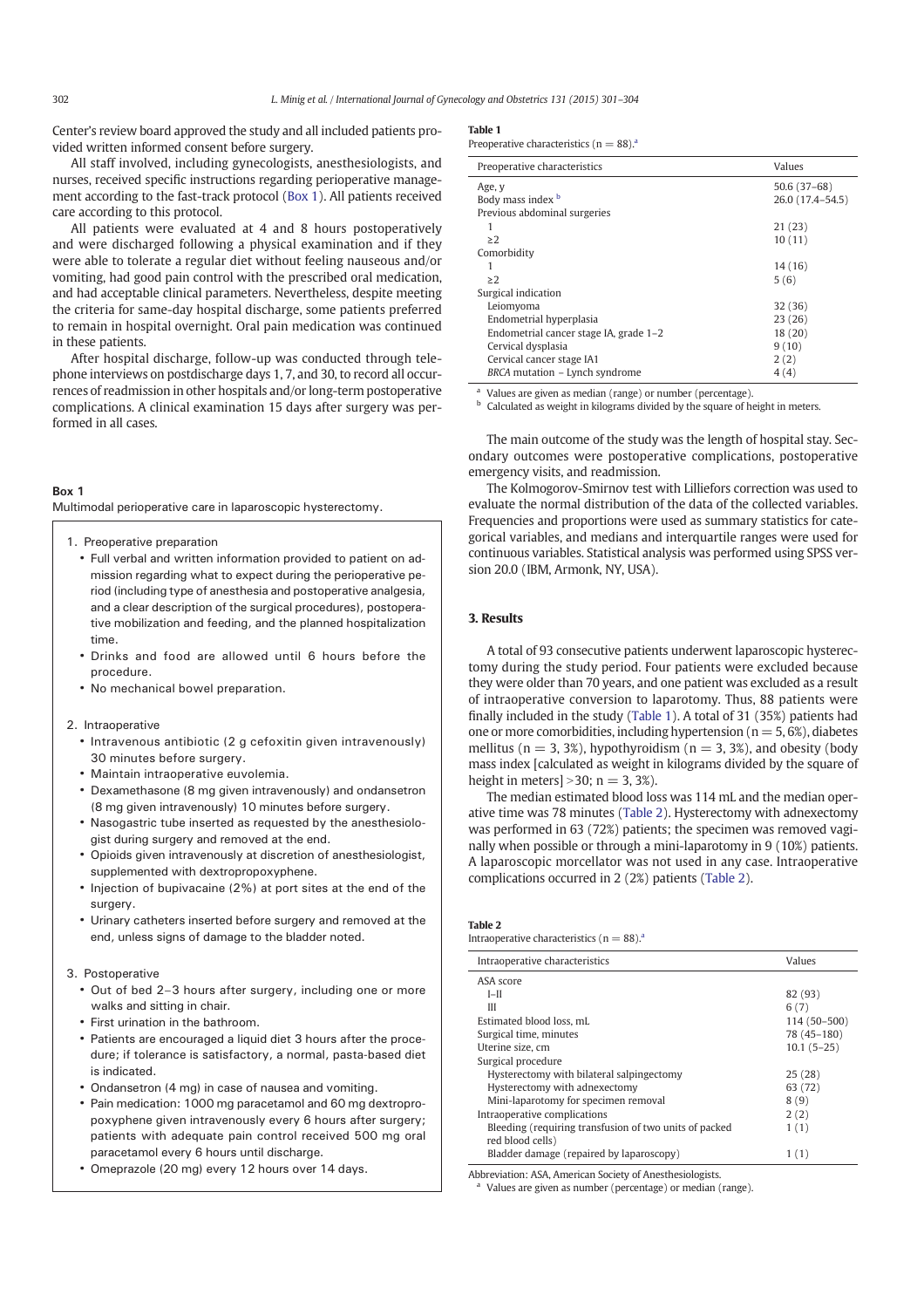Center's review board approved the study and all included patients provided written informed consent before surgery.

All staff involved, including gynecologists, anesthesiologists, and nurses, received specific instructions regarding perioperative management according to the fast-track protocol (Box 1). All patients received care according to this protocol.

All patients were evaluated at 4 and 8 hours postoperatively and were discharged following a physical examination and if they were able to tolerate a regular diet without feeling nauseous and/or vomiting, had good pain control with the prescribed oral medication, and had acceptable clinical parameters. Nevertheless, despite meeting the criteria for same-day hospital discharge, some patients preferred to remain in hospital overnight. Oral pain medication was continued in these patients.

After hospital discharge, follow-up was conducted through telephone interviews on postdischarge days 1, 7, and 30, to record all occurrences of readmission in other hospitals and/or long-term postoperative complications. A clinical examination 15 days after surgery was performed in all cases.

**Box 1**

Multimodal perioperative care in laparoscopic hysterectomy.

1. Preoperative preparation
   - Full verbal and written information provided to patient on admission regarding what to expect during the perioperative period (including type of anesthesia and postoperative analgesia, and a clear description of the surgical procedures), postoperative mobilization and feeding, and the planned hospitalization time.
   - Drinks and food are allowed until 6 hours before the procedure.
   - No mechanical bowel preparation.
2. Intraoperative
   - Intravenous antibiotic (2 g cefoxitin given intravenously) 30 minutes before surgery.
   - Maintain intraoperative euvolemia.
   - Dexamethasone (8 mg given intravenously) and ondansetron (8 mg given intravenously) 10 minutes before surgery.
   - Nasogastric tube inserted as requested by the anesthesiologist during surgery and removed at the end.
   - Opioids given intravenously at discretion of anesthesiologist, supplemented with dextropropoxyphene.
   - Injection of bupivacaine (2%) at port sites at the end of the surgery.
   - Urinary catheters inserted before surgery and removed at the end, unless signs of damage to the bladder noted.
3. Postoperative
   - Out of bed 2–3 hours after surgery, including one or more walks and sitting in chair.
   - First urination in the bathroom.
   - Patients are encouraged a liquid diet 3 hours after the procedure; if tolerance is satisfactory, a normal, pasta-based diet is indicated.
   - Ondansetron (4 mg) in case of nausea and vomiting.
   - Pain medication: 1000 mg paracetamol and 60 mg dextropropoxyphene given intravenously every 6 hours after surgery; patients with adequate pain control received 500 mg oral paracetamol every 6 hours until discharge.
   - Omeprazole (20 mg) every 12 hours over 14 days.

**Table 1**

Preoperative characteristics (n = 88).[a]

| Preoperative characteristics | Values |
|---|---|
| Age, y | 50.6 (37–68) |
| Body mass index [b] | 26.0 (17.4–54.5) |
| Previous abdominal surgeries | |
| 1 | 21 (23) |
| ≥2 | 10 (11) |
| Comorbidity | |
| 1 | 14 (16) |
| ≥2 | 5 (6) |
| Surgical indication | |
| Leiomyoma | 32 (36) |
| Endometrial hyperplasia | 23 (26) |
| Endometrial cancer stage IA, grade 1–2 | 18 (20) |
| Cervical dysplasia | 9 (10) |
| Cervical cancer stage IA1 | 2 (2) |
| *BRCA* mutation – Lynch syndrome | 4 (4) |

[a] Values are given as median (range) or number (percentage).

[b] Calculated as weight in kilograms divided by the square of height in meters.

The main outcome of the study was the length of hospital stay. Secondary outcomes were postoperative complications, postoperative emergency visits, and readmission.

The Kolmogorov-Smirnov test with Lilliefors correction was used to evaluate the normal distribution of the data of the collected variables. Frequencies and proportions were used as summary statistics for categorical variables, and medians and interquartile ranges were used for continuous variables. Statistical analysis was performed using SPSS version 20.0 (IBM, Armonk, NY, USA).

## 3. Results

A total of 93 consecutive patients underwent laparoscopic hysterectomy during the study period. Four patients were excluded because they were older than 70 years, and one patient was excluded as a result of intraoperative conversion to laparotomy. Thus, 88 patients were finally included in the study (Table 1). A total of 31 (35%) patients had one or more comorbidities, including hypertension (n = 5, 6%), diabetes mellitus (n = 3, 3%), hypothyroidism (n = 3, 3%), and obesity (body mass index [calculated as weight in kilograms divided by the square of height in meters] >30; n = 3, 3%).

The median estimated blood loss was 114 mL and the median operative time was 78 minutes (Table 2). Hysterectomy with adnexectomy was performed in 63 (72%) patients; the specimen was removed vaginally when possible or through a mini-laparotomy in 9 (10%) patients. A laparoscopic morcellator was not used in any case. Intraoperative complications occurred in 2 (2%) patients (Table 2).

**Table 2**

Intraoperative characteristics (n = 88).[a]

| Intraoperative characteristics | Values |
|---|---|
| ASA score | |
| I–II | 82 (93) |
| III | 6 (7) |
| Estimated blood loss, mL | 114 (50–500) |
| Surgical time, minutes | 78 (45–180) |
| Uterine size, cm | 10.1 (5–25) |
| Surgical procedure | |
| Hysterectomy with bilateral salpingectomy | 25 (28) |
| Hysterectomy with adnexectomy | 63 (72) |
| Mini-laparotomy for specimen removal | 8 (9) |
| Intraoperative complications | 2 (2) |
| Bleeding (requiring transfusion of two units of packed red blood cells) | 1 (1) |
| Bladder damage (repaired by laparoscopy) | 1 (1) |

Abbreviation: ASA, American Society of Anesthesiologists.

[a] Values are given as number (percentage) or median (range).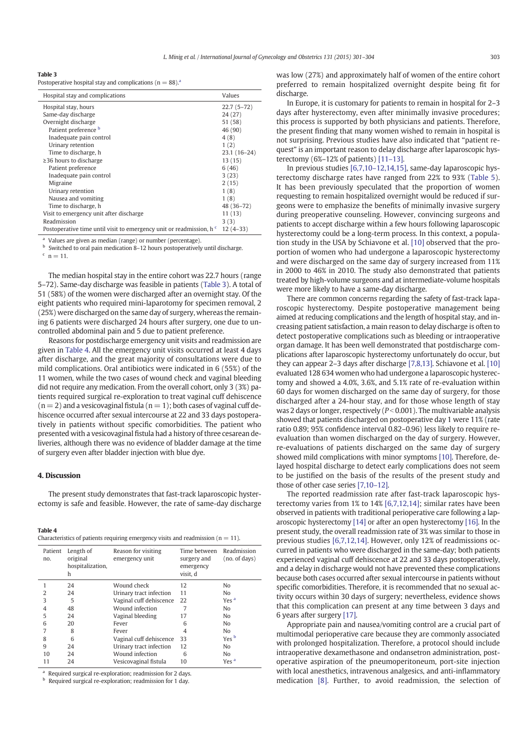**Table 3**
Postoperative hospital stay and complications (n = 88).[a]

| Hospital stay and complications | Values |
|---|---|
| Hospital stay, hours | 22.7 (5–72) |
| Same-day discharge | 24 (27) |
| Overnight discharge | 51 (58) |
| Patient preference [b] | 46 (90) |
| Inadequate pain control | 4 (8) |
| Urinary retention | 1 (2) |
| Time to discharge, h | 23.1 (16–24) |
| ≥36 hours to discharge | 13 (15) |
| Patient preference | 6 (46) |
| Inadequate pain control | 3 (23) |
| Migraine | 2 (15) |
| Urinary retention | 1 (8) |
| Nausea and vomiting | 1 (8) |
| Time to discharge, h | 48 (36–72) |
| Visit to emergency unit after discharge | 11 (13) |
| Readmission | 3 (3) |
| Postoperative time until visit to emergency unit or readmission, h [c] | 12 (4–33) |

[a] Values are given as median (range) or number (percentage).
[b] Switched to oral pain medication 8–12 hours postoperatively until discharge.
[c] n = 11.

The median hospital stay in the entire cohort was 22.7 hours (range 5–72). Same-day discharge was feasible in patients (Table 3). A total of 51 (58%) of the women were discharged after an overnight stay. Of the eight patients who required mini-laparotomy for specimen removal, 2 (25%) were discharged on the same day of surgery, whereas the remaining 6 patients were discharged 24 hours after surgery, one due to uncontrolled abdominal pain and 5 due to patient preference.

Reasons for postdischarge emergency unit visits and readmission are given in Table 4. All the emergency unit visits occurred at least 4 days after discharge, and the great majority of consultations were due to mild complications. Oral antibiotics were indicated in 6 (55%) of the 11 women, while the two cases of wound check and vaginal bleeding did not require any medication. From the overall cohort, only 3 (3%) patients required surgical re-exploration to treat vaginal cuff dehiscence (n = 2) and a vesicovaginal fistula (n = 1); both cases of vaginal cuff dehiscence occurred after sexual intercourse at 22 and 33 days postoperatively in patients without specific comorbidities. The patient who presented with a vesicovaginal fistula had a history of three cesarean deliveries, although there was no evidence of bladder damage at the time of surgery even after bladder injection with blue dye.

## 4. Discussion

The present study demonstrates that fast-track laparoscopic hysterectomy is safe and feasible. However, the rate of same-day discharge was low (27%) and approximately half of women of the entire cohort preferred to remain hospitalized overnight despite being fit for discharge.

In Europe, it is customary for patients to remain in hospital for 2–3 days after hysterectomy, even after minimally invasive procedures; this process is supported by both physicians and patients. Therefore, the present finding that many women wished to remain in hospital is not surprising. Previous studies have also indicated that "patient request" is an important reason to delay discharge after laparoscopic hysterectomy (6%–12% of patients) [11–13].

In previous studies [6,7,10–12,14,15], same-day laparoscopic hysterectomy discharge rates have ranged from 22% to 93% (Table 5). It has been previously speculated that the proportion of women requesting to remain hospitalized overnight would be reduced if surgeons were to emphasize the benefits of minimally invasive surgery during preoperative counseling. However, convincing surgeons and patients to accept discharge within a few hours following laparoscopic hysterectomy could be a long-term process. In this context, a population study in the USA by Schiavone et al. [10] observed that the proportion of women who had undergone a laparoscopic hysterectomy and were discharged on the same day of surgery increased from 11% in 2000 to 46% in 2010. The study also demonstrated that patients treated by high-volume surgeons and at intermediate-volume hospitals were more likely to have a same-day discharge.

There are common concerns regarding the safety of fast-track laparoscopic hysterectomy. Despite postoperative management being aimed at reducing complications and the length of hospital stay, and increasing patient satisfaction, a main reason to delay discharge is often to detect postoperative complications such as bleeding or intraoperative organ damage. It has been well demonstrated that postdischarge complications after laparoscopic hysterectomy unfortunately do occur, but they can appear 2–3 days after discharge [7,8,13]. Schiavone et al. [10] evaluated 128 634 women who had undergone a laparoscopic hysterectomy and showed a 4.0%, 3.6%, and 5.1% rate of re-evaluation within 60 days for women discharged on the same day of surgery, for those discharged after a 24-hour stay, and for those whose length of stay was 2 days or longer, respectively ($P < 0.001$). The multivariable analysis showed that patients discharged on postoperative day 1 were 11% (rate ratio 0.89; 95% confidence interval 0.82–0.96) less likely to require re-evaluation than women discharged on the day of surgery. However, re-evaluations of patients discharged on the same day of surgery showed mild complications with minor symptoms [10]. Therefore, delayed hospital discharge to detect early complications does not seem to be justified on the basis of the results of the present study and those of other case series [7,10–12].

The reported readmission rate after fast-track laparoscopic hysterectomy varies from 1% to 14% [6,7,12,14]; similar rates have been observed in patients with traditional perioperative care following a laparoscopic hysterectomy [14] or after an open hysterectomy [16]. In the present study, the overall readmission rate of 3% was similar to those in previous studies [6,7,12,14]. However, only 12% of readmissions occurred in patients who were discharged in the same-day; both patients experienced vaginal cuff dehiscence at 22 and 33 days postoperatively, and a delay in discharge would not have prevented these complications because both cases occurred after sexual intercourse in patients without specific comorbidities. Therefore, it is recommended that no sexual activity occurs within 30 days of surgery; nevertheless, evidence shows that this complication can present at any time between 3 days and 6 years after surgery [17].

Appropriate pain and nausea/vomiting control are a crucial part of multimodal perioperative care because they are commonly associated with prolonged hospitalization. Therefore, a protocol should include intraoperative dexamethasone and ondansetron administration, postoperative aspiration of the pneumoperitoneum, port-site injection with local anesthetics, intravenous analgesics, and anti-inflammatory medication [8]. Further, to avoid readmission, the selection of

**Table 4**
Characteristics of patients requiring emergency visits and readmission (n = 11).

| Patient no. | Length of original hospitalization, h | Reason for visiting emergency unit | Time between surgery and emergency visit, d | Readmission (no. of days) |
|---|---|---|---|---|
| 1 | 24 | Wound check | 12 | No |
| 2 | 24 | Urinary tract infection | 11 | No |
| 3 | 5 | Vaginal cuff dehiscence | 22 | Yes [a] |
| 4 | 48 | Wound infection | 7 | No |
| 5 | 24 | Vaginal bleeding | 17 | No |
| 6 | 20 | Fever | 6 | No |
| 7 | 8 | Fever | 4 | No |
| 8 | 6 | Vaginal cuff dehiscence | 33 | Yes [b] |
| 9 | 24 | Urinary tract infection | 12 | No |
| 10 | 24 | Wound infection | 6 | No |
| 11 | 24 | Vesicovaginal fistula | 10 | Yes [a] |

[a] Required surgical re-exploration; readmission for 2 days.
[b] Required surgical re-exploration; readmission for 1 day.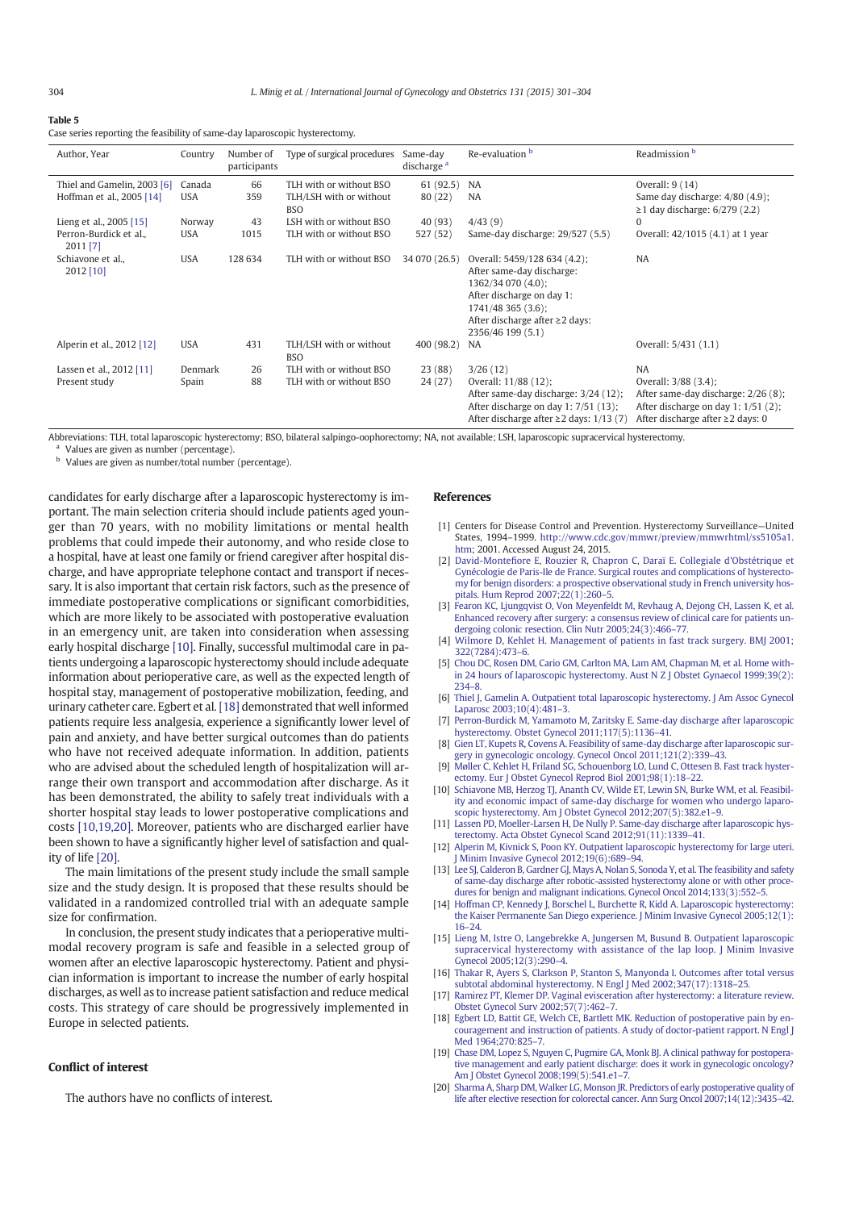**Table 5**
Case series reporting the feasibility of same-day laparoscopic hysterectomy.

| Author, Year | Country | Number of participants | Type of surgical procedures | Same-day discharge [a] | Re-evaluation [b] | Readmission [b] |
|---|---|---|---|---|---|---|
| Thiel and Gamelin, 2003 [6] | Canada | 66 | TLH with or without BSO | 61 (92.5) | NA | Overall: 9 (14) |
| Hoffman et al., 2005 [14] | USA | 359 | TLH/LSH with or without BSO | 80 (22) | NA | Same day discharge: 4/80 (4.9); ≥1 day discharge: 6/279 (2.2) |
| Lieng et al., 2005 [15] | Norway | 43 | LSH with or without BSO | 40 (93) | 4/43 (9) | 0 |
| Perron-Burdick et al., 2011 [7] | USA | 1015 | TLH with or without BSO | 527 (52) | Same-day discharge: 29/527 (5.5) | Overall: 42/1015 (4.1) at 1 year |
| Schiavone et al., 2012 [10] | USA | 128 634 | TLH with or without BSO | 34 070 (26.5) | Overall: 5459/128 634 (4.2); After same-day discharge: 1362/34 070 (4.0); After discharge on day 1: 1741/48 365 (3.6); After discharge after ≥2 days: 2356/46 199 (5.1) | NA |
| Alperin et al., 2012 [12] | USA | 431 | TLH/LSH with or without BSO | 400 (98.2) | NA | Overall: 5/431 (1.1) |
| Lassen et al., 2012 [11] | Denmark | 26 | TLH with or without BSO | 23 (88) | 3/26 (12) | NA |
| Present study | Spain | 88 | TLH with or without BSO | 24 (27) | Overall: 11/88 (12); After same-day discharge: 3/24 (12); After discharge on day 1: 7/51 (13); After discharge after ≥2 days: 1/13 (7) | Overall: 3/88 (3.4); After same-day discharge: 2/26 (8); After discharge on day 1: 1/51 (2); After discharge after ≥2 days: 0 |

Abbreviations: TLH, total laparoscopic hysterectomy; BSO, bilateral salpingo-oophorectomy; NA, not available; LSH, laparoscopic supracervical hysterectomy.
[a] Values are given as number (percentage).
[b] Values are given as number/total number (percentage).

candidates for early discharge after a laparoscopic hysterectomy is important. The main selection criteria should include patients aged younger than 70 years, with no mobility limitations or mental health problems that could impede their autonomy, and who reside close to a hospital, have at least one family or friend caregiver after hospital discharge, and have appropriate telephone contact and transport if necessary. It is also important that certain risk factors, such as the presence of immediate postoperative complications or significant comorbidities, which are more likely to be associated with postoperative evaluation in an emergency unit, are taken into consideration when assessing early hospital discharge [10]. Finally, successful multimodal care in patients undergoing a laparoscopic hysterectomy should include adequate information about perioperative care, as well as the expected length of hospital stay, management of postoperative mobilization, feeding, and urinary catheter care. Egbert et al. [18] demonstrated that well informed patients require less analgesia, experience a significantly lower level of pain and anxiety, and have better surgical outcomes than do patients who have not received adequate information. In addition, patients who are advised about the scheduled length of hospitalization will arrange their own transport and accommodation after discharge. As it has been demonstrated, the ability to safely treat individuals with a shorter hospital stay leads to lower postoperative complications and costs [10,19,20]. Moreover, patients who are discharged earlier have been shown to have a significantly higher level of satisfaction and quality of life [20].

The main limitations of the present study include the small sample size and the study design. It is proposed that these results should be validated in a randomized controlled trial with an adequate sample size for confirmation.

In conclusion, the present study indicates that a perioperative multimodal recovery program is safe and feasible in a selected group of women after an elective laparoscopic hysterectomy. Patient and physician information is important to increase the number of early hospital discharges, as well as to increase patient satisfaction and reduce medical costs. This strategy of care should be progressively implemented in Europe in selected patients.

## Conflict of interest

The authors have no conflicts of interest.

## References

[1] Centers for Disease Control and Prevention. Hysterectomy Surveillance—United States, 1994–1999. http://www.cdc.gov/mmwr/preview/mmwrhtml/ss5105a1.htm; 2001. Accessed August 24, 2015.

[2] David-Montefiore E, Rouzier R, Chapron C, Daraï E. Collegiale d'Obstétrique et Gynécologie de Paris-Ile de France. Surgical routes and complications of hysterectomy for benign disorders: a prospective observational study in French university hospitals. Hum Reprod 2007;22(1):260–5.

[3] Fearon KC, Ljungqvist O, Von Meyenfeldt M, Revhaug A, Dejong CH, Lassen K, et al. Enhanced recovery after surgery: a consensus review of clinical care for patients undergoing colonic resection. Clin Nutr 2005;24(3):466–77.

[4] Wilmore D, Kehlet H. Management of patients in fast track surgery. BMJ 2001; 322(7284):473–6.

[5] Chou DC, Rosen DM, Cario GM, Carlton MA, Lam AM, Chapman M, et al. Home within 24 hours of laparoscopic hysterectomy. Aust N Z J Obstet Gynaecol 1999;39(2): 234–8.

[6] Thiel J, Gamelin A. Outpatient total laparoscopic hysterectomy. J Am Assoc Gynecol Laparosc 2003;10(4):481–3.

[7] Perron-Burdick M, Yamamoto M, Zaritsky E. Same-day discharge after laparoscopic hysterectomy. Obstet Gynecol 2011;117(5):1136–41.

[8] Gien LT, Kupets R, Covens A. Feasibility of same-day discharge after laparoscopic surgery in gynecologic oncology. Gynecol Oncol 2011;121(2):339–43.

[9] Møller C, Kehlet H, Friland SG, Schouenborg LO, Lund C, Ottesen B. Fast track hysterectomy. Eur J Obstet Gynecol Reprod Biol 2001;98(1):18–22.

[10] Schiavone MB, Herzog TJ, Ananth CV, Wilde ET, Lewin SN, Burke WM, et al. Feasibility and economic impact of same-day discharge for women who undergo laparoscopic hysterectomy. Am J Obstet Gynecol 2012;207(5):382.e1–9.

[11] Lassen PD, Moeller-Larsen H, De Nully P. Same-day discharge after laparoscopic hysterectomy. Acta Obstet Gynecol Scand 2012;91(11):1339–41.

[12] Alperin M, Kivnick S, Poon KY. Outpatient laparoscopic hysterectomy for large uteri. J Minim Invasive Gynecol 2012;19(6):689–94.

[13] Lee SJ, Calderon B, Gardner GJ, Mays A, Nolan S, Sonoda Y, et al. The feasibility and safety of same-day discharge after robotic-assisted hysterectomy alone or with other procedures for benign and malignant indications. Gynecol Oncol 2014;133(3):552–5.

[14] Hoffman CP, Kennedy J, Borschel L, Burchette R, Kidd A. Laparoscopic hysterectomy: the Kaiser Permanente San Diego experience. J Minim Invasive Gynecol 2005;12(1): 16–24.

[15] Lieng M, Istre O, Langebrekke A, Jungersen M, Busund B. Outpatient laparoscopic supracervical hysterectomy with assistance of the lap loop. J Minim Invasive Gynecol 2005;12(3):290–4.

[16] Thakar R, Ayers S, Clarkson P, Stanton S, Manyonda I. Outcomes after total versus subtotal abdominal hysterectomy. N Engl J Med 2002;347(17):1318–25.

[17] Ramirez PT, Klemer DP. Vaginal evisceration after hysterectomy: a literature review. Obstet Gynecol Surv 2002;57(7):462–7.

[18] Egbert LD, Battit GE, Welch CE, Bartlett MK. Reduction of postoperative pain by encouragement and instruction of patients. A study of doctor-patient rapport. N Engl J Med 1964;270:825–7.

[19] Chase DM, Lopez S, Nguyen C, Pugmire GA, Monk BJ. A clinical pathway for postoperative management and early patient discharge: does it work in gynecologic oncology? Am J Obstet Gynecol 2008;199(5):541.e1–7.

[20] Sharma A, Sharp DM, Walker LG, Monson JR. Predictors of early postoperative quality of life after elective resection for colorectal cancer. Ann Surg Oncol 2007;14(12):3435–42.